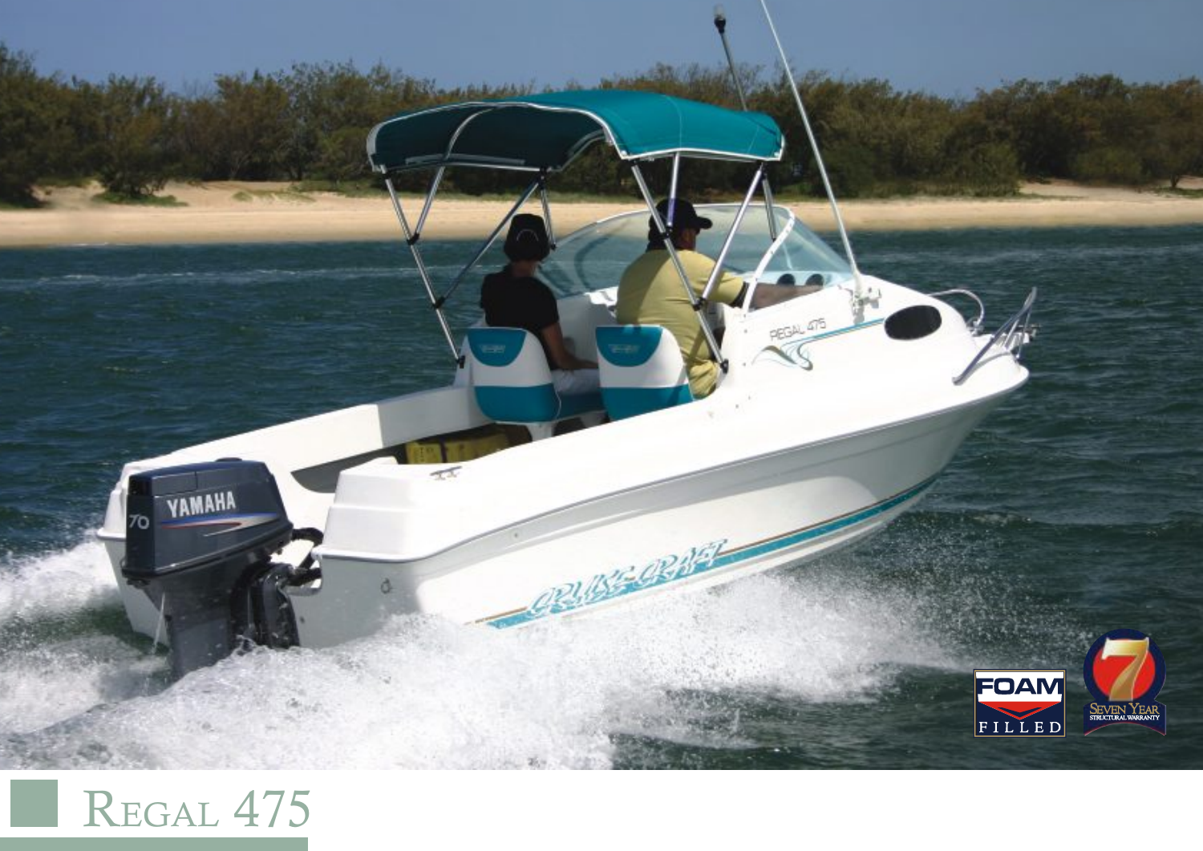# Regal 475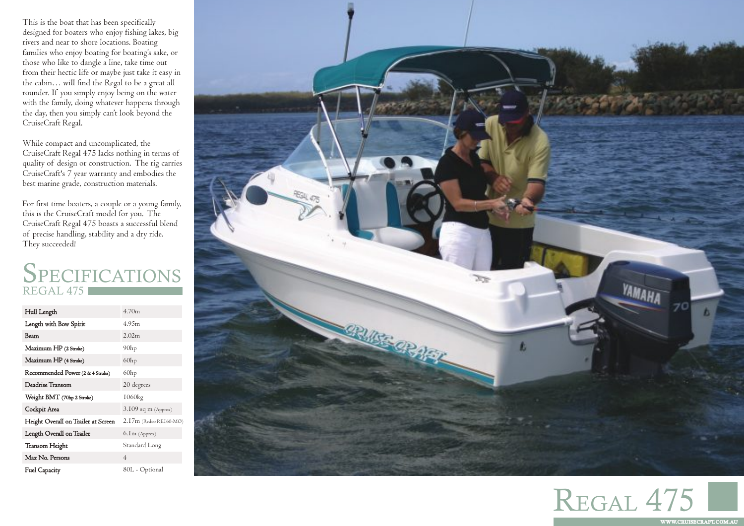This is the boat that has been specifically designed for boaters who enjoy fishing lakes, big rivers and near to shore locations. Boating families who enjoy boating for boating's sake, or those who like to dangle a line, take time out from their hectic life or maybe just take it easy in the cabin… will find the Regal to be a great all rounder. If you simply enjoy being on the water with the family, doing whatever happens through the day, then you simply can't look beyond the CruiseCraft Regal.

While compact and uncomplicated, the CruiseCraft Regal 475 lacks nothing in terms of quality of design or construction. The rig carries CruiseCraft's 7 year warranty and embodies the best marine grade, construction materials.

For first time boaters, a couple or a young family, this is the CruiseCraft model for you. The CruiseCraft Regal 475 boasts a successful blend of precise handling, stability and a dry ride. They succeeded!

# Specifications

## Regal 475

| | |
|---|---|
| Hull Length | 4.70m |
| Length with Bow Spirit | 4.95m |
| Beam | 2.02m |
| Maximum HP (2 Stroke) | 90hp |
| Maximum HP (4 Stroke) | 60hp |
| Recommended Power (2 & 4 Stroke) | 60hp |
| Deadrise Transom | 20 degrees |
| Weight BMT (70hp 2 Stroke) | 1060kg |
| Cockpit Area | 3.109 sq m (Approx) |
| Height Overall on Trailer at Screen | 2.17m (Redco RE160-MO) |
| Length Overall on Trailer | 6.1m (Approx) |
| Transom Height | Standard Long |
| Max No. Persons | 4 |
| Fuel Capacity | 80L - Optional |

# Regal 475

WWW.CRUISECRAFT.COM.AU